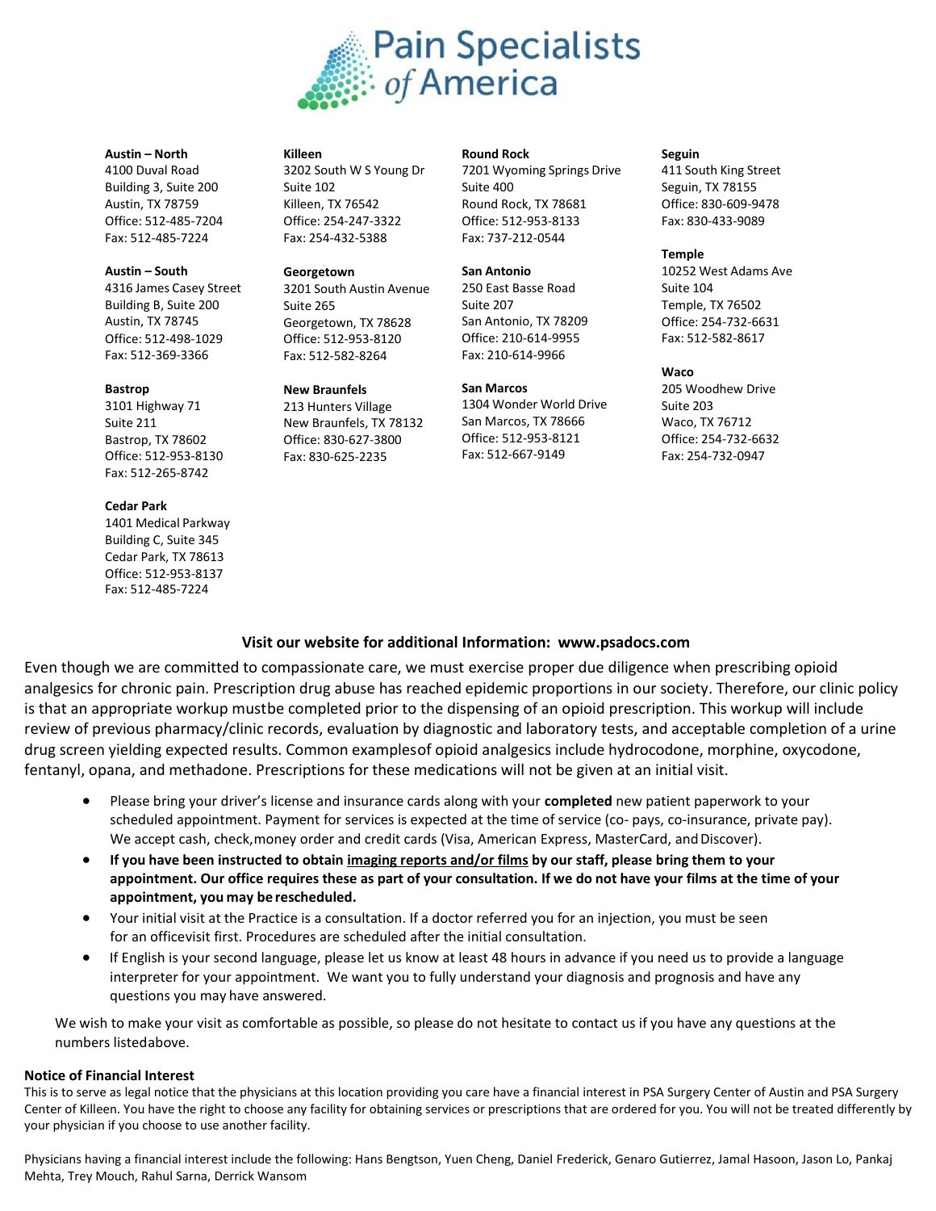# Pain Specialists of America

**Austin – North**
4100 Duval Road
Building 3, Suite 200
Austin, TX 78759
Office: 512-485-7204
Fax: 512-485-7224

**Austin – South**
4316 James Casey Street
Building B, Suite 200
Austin, TX 78745
Office: 512-498-1029
Fax: 512-369-3366

**Bastrop**
3101 Highway 71
Suite 211
Bastrop, TX 78602
Office: 512-953-8130
Fax: 512-265-8742

**Cedar Park**
1401 Medical Parkway
Building C, Suite 345
Cedar Park, TX 78613
Office: 512-953-8137
Fax: 512-485-7224

**Killeen**
3202 South W S Young Dr
Suite 102
Killeen, TX 76542
Office: 254-247-3322
Fax: 254-432-5388

**Georgetown**
3201 South Austin Avenue
Suite 265
Georgetown, TX 78628
Office: 512-953-8120
Fax: 512-582-8264

**New Braunfels**
213 Hunters Village
New Braunfels, TX 78132
Office: 830-627-3800
Fax: 830-625-2235

**Round Rock**
7201 Wyoming Springs Drive
Suite 400
Round Rock, TX 78681
Office: 512-953-8133
Fax: 737-212-0544

**San Antonio**
250 East Basse Road
Suite 207
San Antonio, TX 78209
Office: 210-614-9955
Fax: 210-614-9966

**San Marcos**
1304 Wonder World Drive
San Marcos, TX 78666
Office: 512-953-8121
Fax: 512-667-9149

**Seguin**
411 South King Street
Seguin, TX 78155
Office: 830-609-9478
Fax: 830-433-9089

**Temple**
10252 West Adams Ave
Suite 104
Temple, TX 76502
Office: 254-732-6631
Fax: 512-582-8617

**Waco**
205 Woodhew Drive
Suite 203
Waco, TX 76712
Office: 254-732-6632
Fax: 254-732-0947

**Visit our website for additional Information: www.psadocs.com**

Even though we are committed to compassionate care, we must exercise proper due diligence when prescribing opioid analgesics for chronic pain. Prescription drug abuse has reached epidemic proportions in our society. Therefore, our clinic policy is that an appropriate workup mustbe completed prior to the dispensing of an opioid prescription. This workup will include review of previous pharmacy/clinic records, evaluation by diagnostic and laboratory tests, and acceptable completion of a urine drug screen yielding expected results. Common examplesof opioid analgesics include hydrocodone, morphine, oxycodone, fentanyl, opana, and methadone. Prescriptions for these medications will not be given at an initial visit.

- Please bring your driver's license and insurance cards along with your **completed** new patient paperwork to your scheduled appointment. Payment for services is expected at the time of service (co- pays, co-insurance, private pay). We accept cash, check,money order and credit cards (Visa, American Express, MasterCard, and Discover).
- **If you have been instructed to obtain imaging reports and/or films by our staff, please bring them to your appointment. Our office requires these as part of your consultation. If we do not have your films at the time of your appointment, you may be rescheduled.**
- Your initial visit at the Practice is a consultation. If a doctor referred you for an injection, you must be seen for an officevisit first. Procedures are scheduled after the initial consultation.
- If English is your second language, please let us know at least 48 hours in advance if you need us to provide a language interpreter for your appointment. We want you to fully understand your diagnosis and prognosis and have any questions you may have answered.

We wish to make your visit as comfortable as possible, so please do not hesitate to contact us if you have any questions at the numbers listedabove.

**Notice of Financial Interest**

This is to serve as legal notice that the physicians at this location providing you care have a financial interest in PSA Surgery Center of Austin and PSA Surgery Center of Killeen. You have the right to choose any facility for obtaining services or prescriptions that are ordered for you. You will not be treated differently by your physician if you choose to use another facility.

Physicians having a financial interest include the following: Hans Bengtson, Yuen Cheng, Daniel Frederick, Genaro Gutierrez, Jamal Hasoon, Jason Lo, Pankaj Mehta, Trey Mouch, Rahul Sarna, Derrick Wansom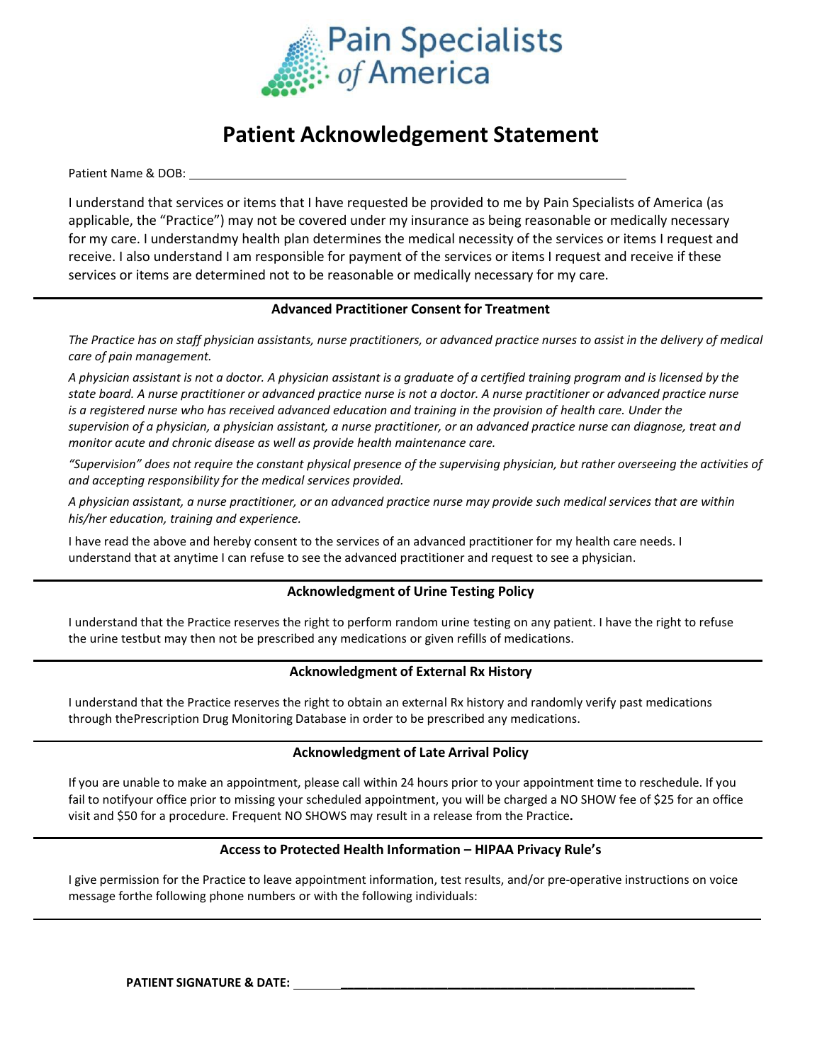Pain Specialists of America

# Patient Acknowledgement Statement

Patient Name & DOB: ______________________________________________________________

I understand that services or items that I have requested be provided to me by Pain Specialists of America (as applicable, the "Practice") may not be covered under my insurance as being reasonable or medically necessary for my care. I understandmy health plan determines the medical necessity of the services or items I request and receive. I also understand I am responsible for payment of the services or items I request and receive if these services or items are determined not to be reasonable or medically necessary for my care.

## Advanced Practitioner Consent for Treatment

*The Practice has on staff physician assistants, nurse practitioners, or advanced practice nurses to assist in the delivery of medical care of pain management.*

*A physician assistant is not a doctor. A physician assistant is a graduate of a certified training program and is licensed by the state board. A nurse practitioner or advanced practice nurse is not a doctor. A nurse practitioner or advanced practice nurse is a registered nurse who has received advanced education and training in the provision of health care. Under the supervision of a physician, a physician assistant, a nurse practitioner, or an advanced practice nurse can diagnose, treat and monitor acute and chronic disease as well as provide health maintenance care.*

*"Supervision" does not require the constant physical presence of the supervising physician, but rather overseeing the activities of and accepting responsibility for the medical services provided.*

*A physician assistant, a nurse practitioner, or an advanced practice nurse may provide such medical services that are within his/her education, training and experience.*

I have read the above and hereby consent to the services of an advanced practitioner for my health care needs. I understand that at anytime I can refuse to see the advanced practitioner and request to see a physician.

## Acknowledgment of Urine Testing Policy

I understand that the Practice reserves the right to perform random urine testing on any patient. I have the right to refuse the urine testbut may then not be prescribed any medications or given refills of medications.

## Acknowledgment of External Rx History

I understand that the Practice reserves the right to obtain an external Rx history and randomly verify past medications through thePrescription Drug Monitoring Database in order to be prescribed any medications.

## Acknowledgment of Late Arrival Policy

If you are unable to make an appointment, please call within 24 hours prior to your appointment time to reschedule. If you fail to notifyour office prior to missing your scheduled appointment, you will be charged a NO SHOW fee of $25 for an office visit and $50 for a procedure. Frequent NO SHOWS may result in a release from the Practice**.**

## Access to Protected Health Information – HIPAA Privacy Rule's

I give permission for the Practice to leave appointment information, test results, and/or pre-operative instructions on voice message forthe following phone numbers or with the following individuals:

______________________________________________________________________________

**PATIENT SIGNATURE & DATE:** ______________________________________________________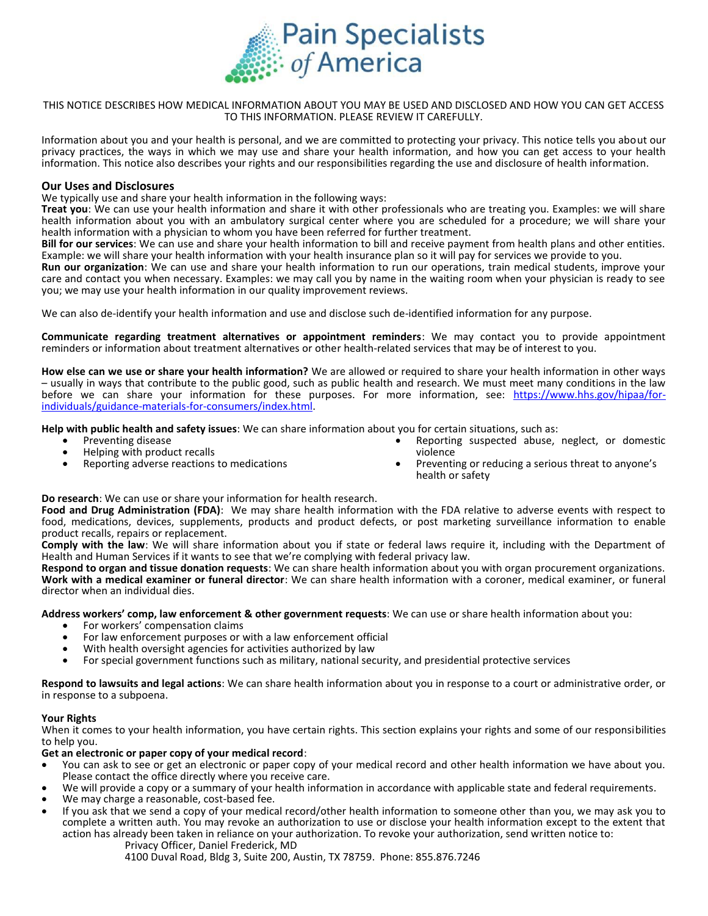# Pain Specialists of America

THIS NOTICE DESCRIBES HOW MEDICAL INFORMATION ABOUT YOU MAY BE USED AND DISCLOSED AND HOW YOU CAN GET ACCESS TO THIS INFORMATION. PLEASE REVIEW IT CAREFULLY.

Information about you and your health is personal, and we are committed to protecting your privacy. This notice tells you about our privacy practices, the ways in which we may use and share your health information, and how you can get access to your health information. This notice also describes your rights and our responsibilities regarding the use and disclosure of health information.

## Our Uses and Disclosures

We typically use and share your health information in the following ways:

**Treat you**: We can use your health information and share it with other professionals who are treating you. Examples: we will share health information about you with an ambulatory surgical center where you are scheduled for a procedure; we will share your health information with a physician to whom you have been referred for further treatment.

**Bill for our services**: We can use and share your health information to bill and receive payment from health plans and other entities. Example: we will share your health information with your health insurance plan so it will pay for services we provide to you.

**Run our organization**: We can use and share your health information to run our operations, train medical students, improve your care and contact you when necessary. Examples: we may call you by name in the waiting room when your physician is ready to see you; we may use your health information in our quality improvement reviews.

We can also de-identify your health information and use and disclose such de-identified information for any purpose.

**Communicate regarding treatment alternatives or appointment reminders**: We may contact you to provide appointment reminders or information about treatment alternatives or other health-related services that may be of interest to you.

**How else can we use or share your health information?** We are allowed or required to share your health information in other ways – usually in ways that contribute to the public good, such as public health and research. We must meet many conditions in the law before we can share your information for these purposes. For more information, see: https://www.hhs.gov/hipaa/for-individuals/guidance-materials-for-consumers/index.html.

**Help with public health and safety issues**: We can share information about you for certain situations, such as:

- Preventing disease
- Helping with product recalls
- Reporting adverse reactions to medications
- Reporting suspected abuse, neglect, or domestic violence
- Preventing or reducing a serious threat to anyone's health or safety

**Do research**: We can use or share your information for health research.

**Food and Drug Administration (FDA)**: We may share health information with the FDA relative to adverse events with respect to food, medications, devices, supplements, products and product defects, or post marketing surveillance information to enable product recalls, repairs or replacement.

**Comply with the law**: We will share information about you if state or federal laws require it, including with the Department of Health and Human Services if it wants to see that we're complying with federal privacy law.

**Respond to organ and tissue donation requests**: We can share health information about you with organ procurement organizations.

**Work with a medical examiner or funeral director**: We can share health information with a coroner, medical examiner, or funeral director when an individual dies.

**Address workers' comp, law enforcement & other government requests**: We can use or share health information about you:

- For workers' compensation claims
- For law enforcement purposes or with a law enforcement official
- With health oversight agencies for activities authorized by law
- For special government functions such as military, national security, and presidential protective services

**Respond to lawsuits and legal actions**: We can share health information about you in response to a court or administrative order, or in response to a subpoena.

## Your Rights

When it comes to your health information, you have certain rights. This section explains your rights and some of our responsibilities to help you.

**Get an electronic or paper copy of your medical record**:

- You can ask to see or get an electronic or paper copy of your medical record and other health information we have about you. Please contact the office directly where you receive care.
- We will provide a copy or a summary of your health information in accordance with applicable state and federal requirements.
- We may charge a reasonable, cost-based fee.
- If you ask that we send a copy of your medical record/other health information to someone other than you, we may ask you to complete a written auth. You may revoke an authorization to use or disclose your health information except to the extent that action has already been taken in reliance on your authorization. To revoke your authorization, send written notice to:

  Privacy Officer, Daniel Frederick, MD
  4100 Duval Road, Bldg 3, Suite 200, Austin, TX 78759. Phone: 855.876.7246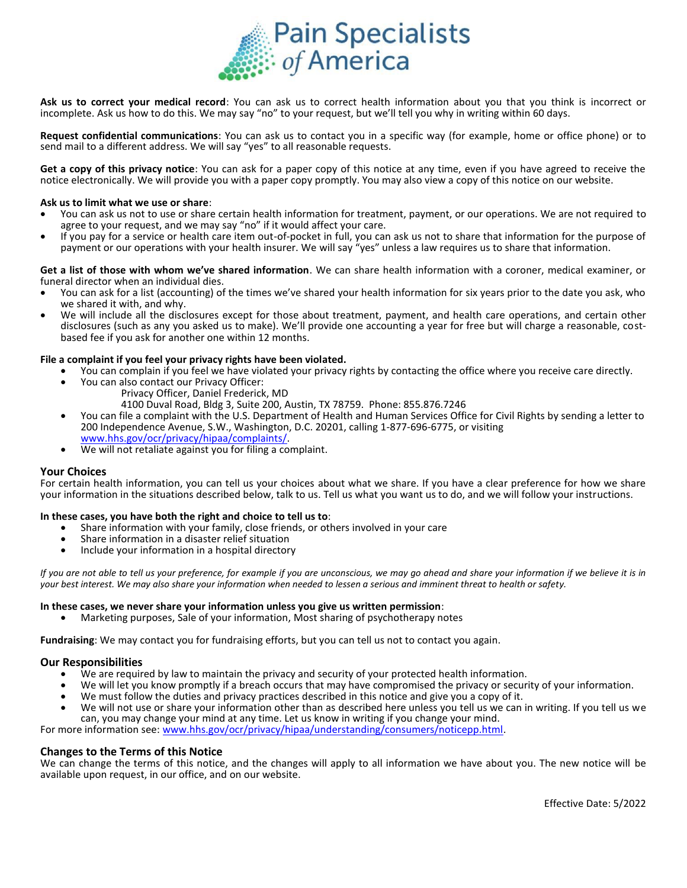**Ask us to correct your medical record**: You can ask us to correct health information about you that you think is incorrect or incomplete. Ask us how to do this. We may say "no" to your request, but we'll tell you why in writing within 60 days.

**Request confidential communications**: You can ask us to contact you in a specific way (for example, home or office phone) or to send mail to a different address. We will say "yes" to all reasonable requests.

**Get a copy of this privacy notice**: You can ask for a paper copy of this notice at any time, even if you have agreed to receive the notice electronically. We will provide you with a paper copy promptly. You may also view a copy of this notice on our website.

**Ask us to limit what we use or share**:

- You can ask us not to use or share certain health information for treatment, payment, or our operations. We are not required to agree to your request, and we may say "no" if it would affect your care.
- If you pay for a service or health care item out-of-pocket in full, you can ask us not to share that information for the purpose of payment or our operations with your health insurer. We will say "yes" unless a law requires us to share that information.

**Get a list of those with whom we've shared information**. We can share health information with a coroner, medical examiner, or funeral director when an individual dies.

- You can ask for a list (accounting) of the times we've shared your health information for six years prior to the date you ask, who we shared it with, and why.
- We will include all the disclosures except for those about treatment, payment, and health care operations, and certain other disclosures (such as any you asked us to make). We'll provide one accounting a year for free but will charge a reasonable, cost-based fee if you ask for another one within 12 months.

**File a complaint if you feel your privacy rights have been violated.**

- You can complain if you feel we have violated your privacy rights by contacting the office where you receive care directly.
- You can also contact our Privacy Officer:
  Privacy Officer, Daniel Frederick, MD
  4100 Duval Road, Bldg 3, Suite 200, Austin, TX 78759. Phone: 855.876.7246
- You can file a complaint with the U.S. Department of Health and Human Services Office for Civil Rights by sending a letter to 200 Independence Avenue, S.W., Washington, D.C. 20201, calling 1-877-696-6775, or visiting www.hhs.gov/ocr/privacy/hipaa/complaints/.
- We will not retaliate against you for filing a complaint.

## Your Choices

For certain health information, you can tell us your choices about what we share. If you have a clear preference for how we share your information in the situations described below, talk to us. Tell us what you want us to do, and we will follow your instructions.

**In these cases, you have both the right and choice to tell us to**:

- Share information with your family, close friends, or others involved in your care
- Share information in a disaster relief situation
- Include your information in a hospital directory

*If you are not able to tell us your preference, for example if you are unconscious, we may go ahead and share your information if we believe it is in your best interest. We may also share your information when needed to lessen a serious and imminent threat to health or safety.*

**In these cases, we never share your information unless you give us written permission**:

- Marketing purposes, Sale of your information, Most sharing of psychotherapy notes

**Fundraising**: We may contact you for fundraising efforts, but you can tell us not to contact you again.

## Our Responsibilities

- We are required by law to maintain the privacy and security of your protected health information.
- We will let you know promptly if a breach occurs that may have compromised the privacy or security of your information.
- We must follow the duties and privacy practices described in this notice and give you a copy of it.
- We will not use or share your information other than as described here unless you tell us we can in writing. If you tell us we can, you may change your mind at any time. Let us know in writing if you change your mind.

For more information see: www.hhs.gov/ocr/privacy/hipaa/understanding/consumers/noticepp.html.

## Changes to the Terms of this Notice

We can change the terms of this notice, and the changes will apply to all information we have about you. The new notice will be available upon request, in our office, and on our website.

Effective Date: 5/2022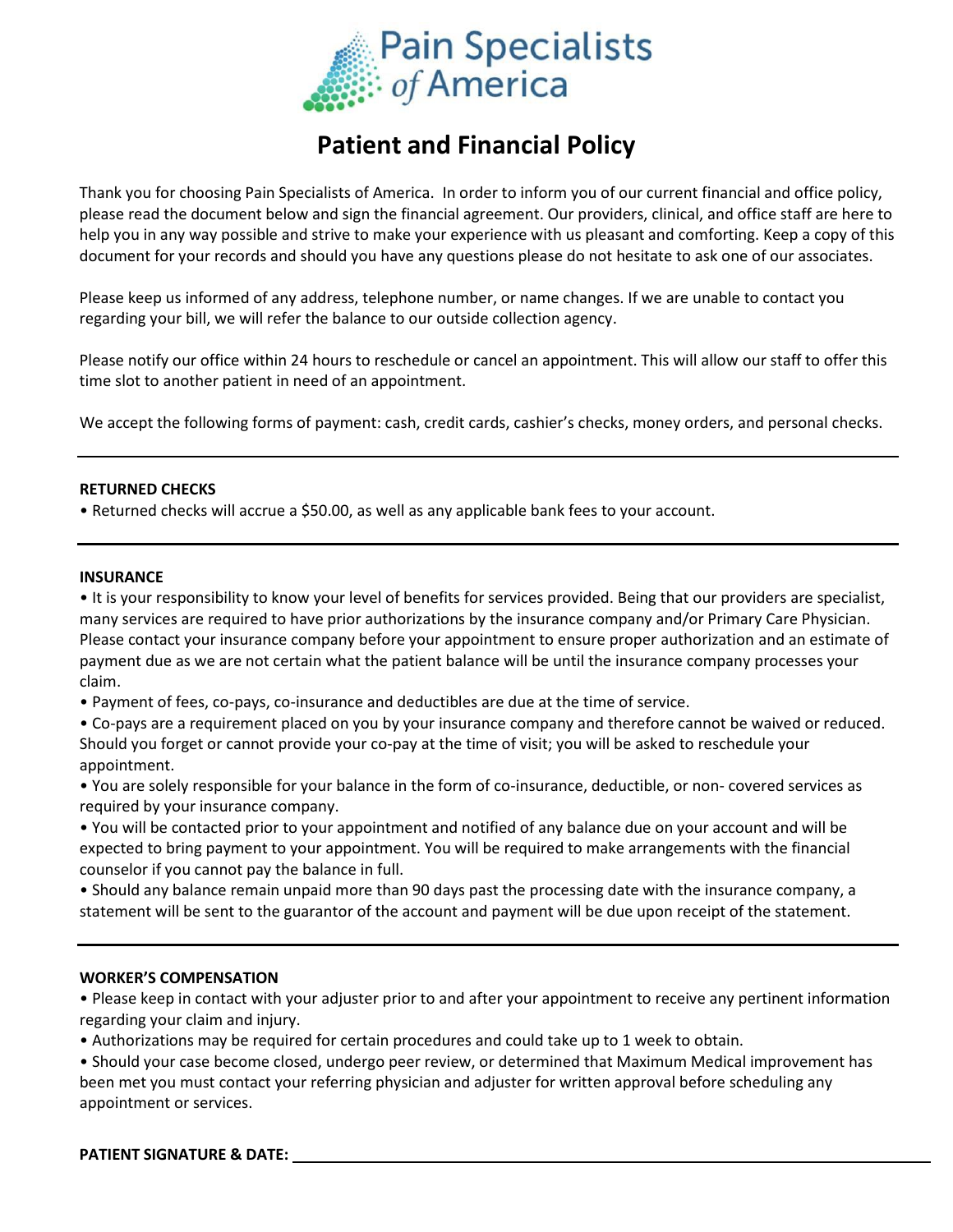Pain Specialists of America

# Patient and Financial Policy

Thank you for choosing Pain Specialists of America. In order to inform you of our current financial and office policy, please read the document below and sign the financial agreement. Our providers, clinical, and office staff are here to help you in any way possible and strive to make your experience with us pleasant and comforting. Keep a copy of this document for your records and should you have any questions please do not hesitate to ask one of our associates.

Please keep us informed of any address, telephone number, or name changes. If we are unable to contact you regarding your bill, we will refer the balance to our outside collection agency.

Please notify our office within 24 hours to reschedule or cancel an appointment. This will allow our staff to offer this time slot to another patient in need of an appointment.

We accept the following forms of payment: cash, credit cards, cashier's checks, money orders, and personal checks.

---

**RETURNED CHECKS**

- Returned checks will accrue a $50.00, as well as any applicable bank fees to your account.

---

**INSURANCE**

- It is your responsibility to know your level of benefits for services provided. Being that our providers are specialist, many services are required to have prior authorizations by the insurance company and/or Primary Care Physician. Please contact your insurance company before your appointment to ensure proper authorization and an estimate of payment due as we are not certain what the patient balance will be until the insurance company processes your claim.
- Payment of fees, co-pays, co-insurance and deductibles are due at the time of service.
- Co-pays are a requirement placed on you by your insurance company and therefore cannot be waived or reduced. Should you forget or cannot provide your co-pay at the time of visit; you will be asked to reschedule your appointment.
- You are solely responsible for your balance in the form of co-insurance, deductible, or non- covered services as required by your insurance company.
- You will be contacted prior to your appointment and notified of any balance due on your account and will be expected to bring payment to your appointment. You will be required to make arrangements with the financial counselor if you cannot pay the balance in full.
- Should any balance remain unpaid more than 90 days past the processing date with the insurance company, a statement will be sent to the guarantor of the account and payment will be due upon receipt of the statement.

---

**WORKER'S COMPENSATION**

- Please keep in contact with your adjuster prior to and after your appointment to receive any pertinent information regarding your claim and injury.
- Authorizations may be required for certain procedures and could take up to 1 week to obtain.
- Should your case become closed, undergo peer review, or determined that Maximum Medical improvement has been met you must contact your referring physician and adjuster for written approval before scheduling any appointment or services.

**PATIENT SIGNATURE & DATE:** ______________________________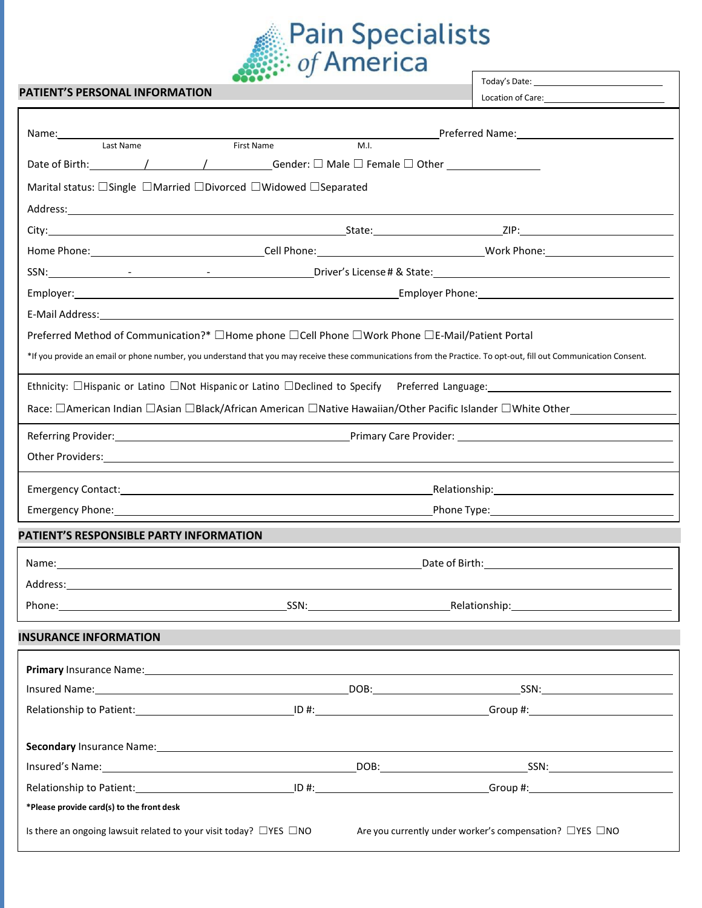# Pain Specialists of America

Today's Date: \_\_\_\_\_\_\_\_\_\_\_\_\_\_\_\_\_\_\_\_

Location of Care: \_\_\_\_\_\_\_\_\_\_\_\_\_\_\_\_\_\_\_\_

## PATIENT'S PERSONAL INFORMATION

Name: \_\_\_\_\_\_\_\_\_\_\_\_\_\_\_\_\_\_\_\_ (Last Name) \_\_\_\_\_\_\_\_\_\_\_\_\_\_\_\_\_\_\_\_ (First Name) \_\_\_\_\_ (M.I.) Preferred Name: \_\_\_\_\_\_\_\_\_\_\_\_\_\_\_\_\_\_\_\_

Date of Birth: \_\_\_\_\_ / \_\_\_\_\_ / \_\_\_\_\_ Gender: ☐ Male ☐ Female ☐ Other \_\_\_\_\_\_\_\_\_\_

Marital status: ☐Single ☐Married ☐Divorced ☐Widowed ☐Separated

Address: \_\_\_\_\_\_\_\_\_\_\_\_\_\_\_\_\_\_\_\_\_\_\_\_\_\_\_\_\_\_\_\_\_\_\_\_\_\_\_\_

City: \_\_\_\_\_\_\_\_\_\_\_\_\_\_\_\_\_\_\_\_ State: \_\_\_\_\_\_\_\_\_\_ ZIP: \_\_\_\_\_\_\_\_\_\_

Home Phone: \_\_\_\_\_\_\_\_\_\_\_\_\_\_\_ Cell Phone: \_\_\_\_\_\_\_\_\_\_\_\_\_\_\_ Work Phone: \_\_\_\_\_\_\_\_\_\_\_\_\_\_\_

SSN: \_\_\_\_\_ - \_\_\_\_\_ - \_\_\_\_\_ Driver's License # & State: \_\_\_\_\_\_\_\_\_\_\_\_\_\_\_\_\_\_\_\_

Employer: \_\_\_\_\_\_\_\_\_\_\_\_\_\_\_\_\_\_\_\_ Employer Phone: \_\_\_\_\_\_\_\_\_\_\_\_\_\_\_\_\_\_\_\_

E-Mail Address: \_\_\_\_\_\_\_\_\_\_\_\_\_\_\_\_\_\_\_\_\_\_\_\_\_\_\_\_\_\_\_\_\_\_\_\_\_\_\_\_

Preferred Method of Communication?* ☐Home phone ☐Cell Phone ☐Work Phone ☐E-Mail/Patient Portal

*If you provide an email or phone number, you understand that you may receive these communications from the Practice. To opt-out, fill out Communication Consent.

Ethnicity: ☐Hispanic or Latino ☐Not Hispanic or Latino ☐Declined to Specify Preferred Language: \_\_\_\_\_\_\_\_\_\_\_\_\_\_\_\_\_\_\_\_

Race: ☐American Indian ☐Asian ☐Black/African American ☐Native Hawaiian/Other Pacific Islander ☐White Other \_\_\_\_\_\_\_\_\_\_\_\_\_\_\_

Referring Provider: \_\_\_\_\_\_\_\_\_\_\_\_\_\_\_\_\_\_\_\_ Primary Care Provider: \_\_\_\_\_\_\_\_\_\_\_\_\_\_\_\_\_\_\_\_

Other Providers: \_\_\_\_\_\_\_\_\_\_\_\_\_\_\_\_\_\_\_\_\_\_\_\_\_\_\_\_\_\_\_\_\_\_\_\_\_\_\_\_

Emergency Contact: \_\_\_\_\_\_\_\_\_\_\_\_\_\_\_\_\_\_\_\_ Relationship: \_\_\_\_\_\_\_\_\_\_\_\_\_\_\_\_\_\_\_\_

Emergency Phone: \_\_\_\_\_\_\_\_\_\_\_\_\_\_\_\_\_\_\_\_ Phone Type: \_\_\_\_\_\_\_\_\_\_\_\_\_\_\_\_\_\_\_\_

## PATIENT'S RESPONSIBLE PARTY INFORMATION

Name: \_\_\_\_\_\_\_\_\_\_\_\_\_\_\_\_\_\_\_\_ Date of Birth: \_\_\_\_\_\_\_\_\_\_\_\_\_\_\_\_\_\_\_\_

Address: \_\_\_\_\_\_\_\_\_\_\_\_\_\_\_\_\_\_\_\_\_\_\_\_\_\_\_\_\_\_\_\_\_\_\_\_\_\_\_\_

Phone: \_\_\_\_\_\_\_\_\_\_\_\_\_\_\_ SSN: \_\_\_\_\_\_\_\_\_\_\_\_\_\_\_ Relationship: \_\_\_\_\_\_\_\_\_\_\_\_\_\_\_

## INSURANCE INFORMATION

**Primary** Insurance Name: \_\_\_\_\_\_\_\_\_\_\_\_\_\_\_\_\_\_\_\_\_\_\_\_\_\_\_\_\_\_\_\_\_\_\_\_\_\_\_\_

Insured Name: \_\_\_\_\_\_\_\_\_\_\_\_\_\_\_\_\_\_\_\_ DOB: \_\_\_\_\_\_\_\_\_\_\_\_\_\_\_ SSN: \_\_\_\_\_\_\_\_\_\_\_\_\_\_\_

Relationship to Patient: \_\_\_\_\_\_\_\_\_\_\_\_\_\_\_ ID #: \_\_\_\_\_\_\_\_\_\_\_\_\_\_\_ Group #: \_\_\_\_\_\_\_\_\_\_\_\_\_\_\_

**Secondary** Insurance Name: \_\_\_\_\_\_\_\_\_\_\_\_\_\_\_\_\_\_\_\_\_\_\_\_\_\_\_\_\_\_\_\_\_\_\_\_\_\_\_\_

Insured's Name: \_\_\_\_\_\_\_\_\_\_\_\_\_\_\_\_\_\_\_\_ DOB: \_\_\_\_\_\_\_\_\_\_\_\_\_\_\_ SSN: \_\_\_\_\_\_\_\_\_\_\_\_\_\_\_

Relationship to Patient: \_\_\_\_\_\_\_\_\_\_\_\_\_\_\_ ID #: \_\_\_\_\_\_\_\_\_\_\_\_\_\_\_ Group #: \_\_\_\_\_\_\_\_\_\_\_\_\_\_\_

***Please provide card(s) to the front desk**

Is there an ongoing lawsuit related to your visit today? ☐YES ☐NO Are you currently under worker's compensation? ☐YES ☐NO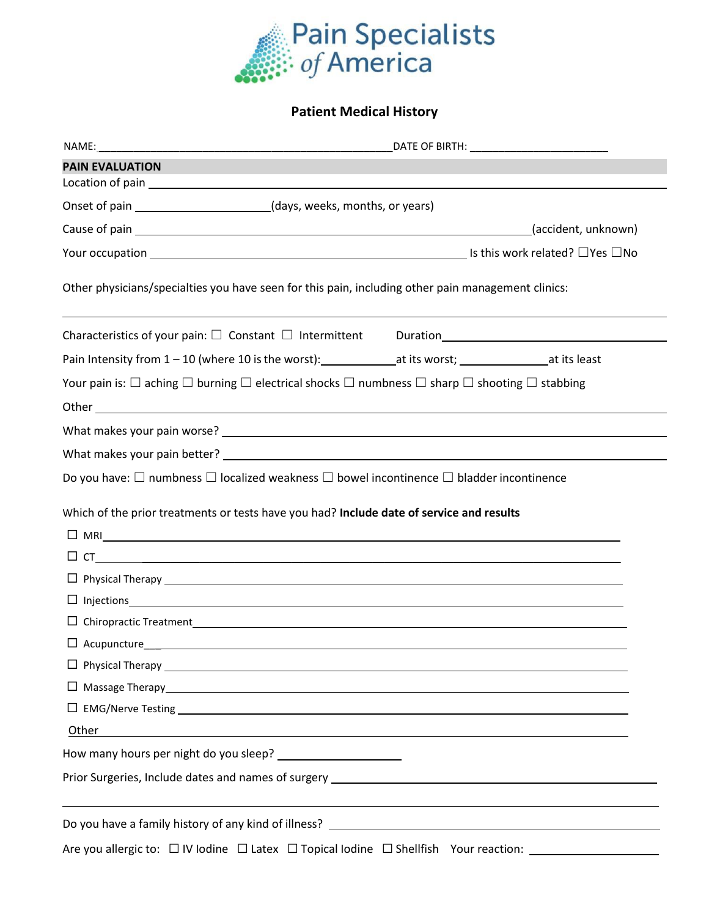# Pain Specialists of America

## Patient Medical History

NAME: ______________________________ DATE OF BIRTH: ______________

**PAIN EVALUATION**

Location of pain ______________________________

Onset of pain ______________(days, weeks, months, or years)

Cause of pain ______________________________(accident, unknown)

Your occupation ______________________________ Is this work related? ☐Yes ☐No

Other physicians/specialties you have seen for this pain, including other pain management clinics:

______________________________

Characteristics of your pain: ☐ Constant ☐ Intermittent Duration______________

Pain Intensity from 1 – 10 (where 10 is the worst):__________at its worst; __________at its least

Your pain is: ☐ aching ☐ burning ☐ electrical shocks ☐ numbness ☐ sharp ☐ shooting ☐ stabbing

Other ______________________________

What makes your pain worse? ______________________________

What makes your pain better? ______________________________

Do you have: ☐ numbness ☐ localized weakness ☐ bowel incontinence ☐ bladder incontinence

Which of the prior treatments or tests have you had? **Include date of service and results**

- ☐ MRI______________________________
- ☐ CT______________________________
- ☐ Physical Therapy ______________________________
- ☐ Injections______________________________
- ☐ Chiropractic Treatment______________________________
- ☐ Acupuncture______________________________
- ☐ Physical Therapy ______________________________
- ☐ Massage Therapy______________________________
- ☐ EMG/Nerve Testing ______________________________

Other ______________________________

How many hours per night do you sleep? ______________

Prior Surgeries, Include dates and names of surgery ______________________________

______________________________

Do you have a family history of any kind of illness? ______________________________

Are you allergic to: ☐ IV Iodine ☐ Latex ☐ Topical Iodine ☐ Shellfish Your reaction: ______________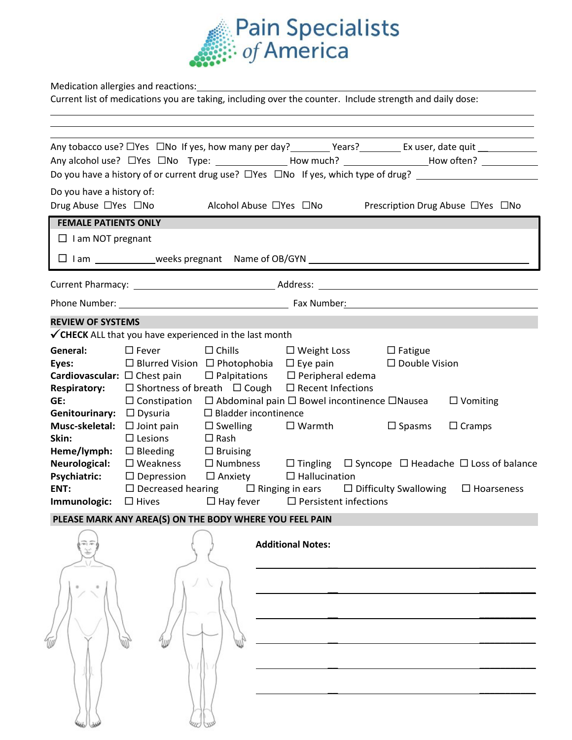# Pain Specialists of America

Medication allergies and reactions: ______________________________________________

Current list of medications you are taking, including over the counter. Include strength and daily dose:

______________________________________________

______________________________________________

______________________________________________

Any tobacco use? ☐Yes ☐No If yes, how many per day?________ Years?________ Ex user, date quit ___________

Any alcohol use? ☐Yes ☐No Type: _______________ How much? _________________How often? ___________

Do you have a history of or current drug use? ☐Yes ☐No If yes, which type of drug? ______________________

Do you have a history of:

Drug Abuse ☐Yes ☐No    Alcohol Abuse ☐Yes ☐No    Prescription Drug Abuse ☐Yes ☐No

**FEMALE PATIENTS ONLY**

☐ I am NOT pregnant

☐ I am ____________weeks pregnant Name of OB/GYN ______________________________________

Current Pharmacy: ____________________________ Address: ______________________________

Phone Number: __________________________________ Fax Number: ___________________________

## REVIEW OF SYSTEMS

✓**CHECK** ALL that you have experienced in the last month

**General:** ☐ Fever ☐ Chills ☐ Weight Loss ☐ Fatigue

**Eyes:** ☐ Blurred Vision ☐ Photophobia ☐ Eye pain ☐ Double Vision

**Cardiovascular:** ☐ Chest pain ☐ Palpitations ☐ Peripheral edema

**Respiratory:** ☐ Shortness of breath ☐ Cough ☐ Recent Infections

**GE:** ☐ Constipation ☐ Abdominal pain ☐ Bowel incontinence ☐Nausea ☐ Vomiting

**Genitourinary:** ☐ Dysuria ☐ Bladder incontinence

**Musc-skeletal:** ☐ Joint pain ☐ Swelling ☐ Warmth ☐ Spasms ☐ Cramps

**Skin:** ☐ Lesions ☐ Rash

**Heme/lymph:** ☐ Bleeding ☐ Bruising

**Neurological:** ☐ Weakness ☐ Numbness ☐ Tingling ☐ Syncope ☐ Headache ☐ Loss of balance

**Psychiatric:** ☐ Depression ☐ Anxiety ☐ Hallucination

**ENT:** ☐ Decreased hearing ☐ Ringing in ears ☐ Difficulty Swallowing ☐ Hoarseness

**Immunologic:** ☐ Hives ☐ Hay fever ☐ Persistent infections

## PLEASE MARK ANY AREA(S) ON THE BODY WHERE YOU FEEL PAIN

**Additional Notes:**

______________________________________________

______________________________________________

______________________________________________

______________________________________________

______________________________________________

______________________________________________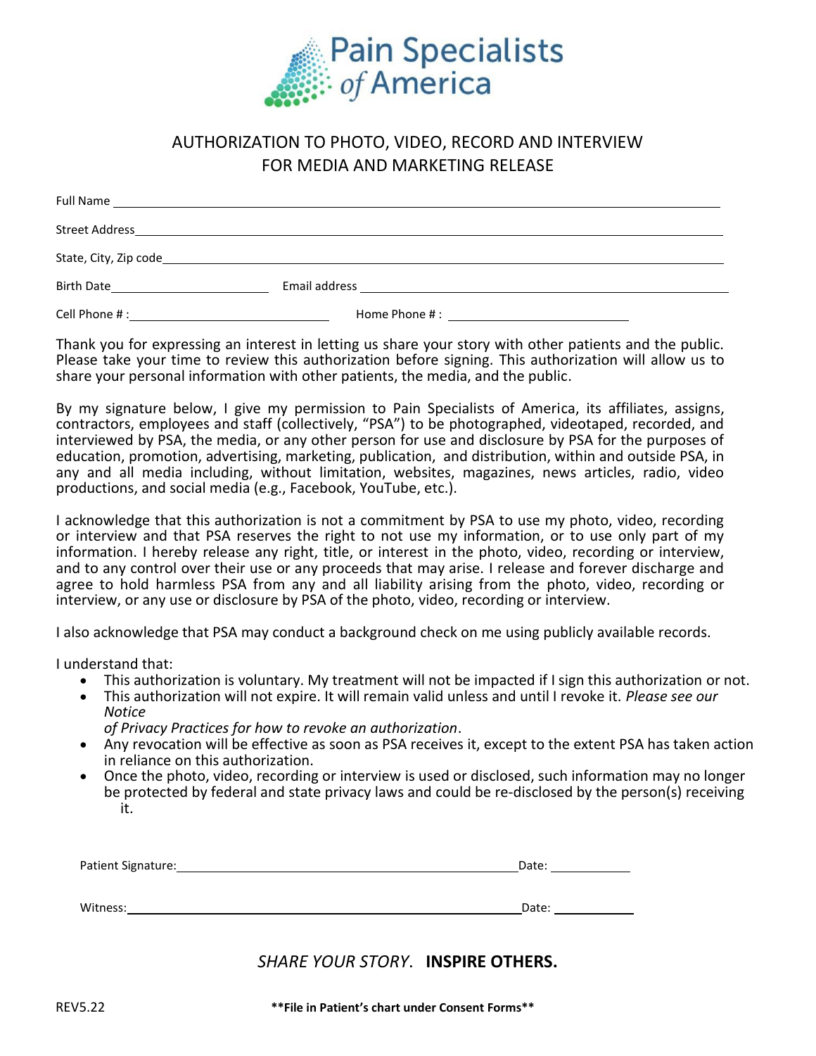Pain Specialists of America

# AUTHORIZATION TO PHOTO, VIDEO, RECORD AND INTERVIEW FOR MEDIA AND MARKETING RELEASE

Full Name ______________________________________________

Street Address ______________________________________________

State, City, Zip code ______________________________________________

Birth Date ____________________ Email address ______________________________

Cell Phone # : ____________________ Home Phone # : ____________________

Thank you for expressing an interest in letting us share your story with other patients and the public. Please take your time to review this authorization before signing. This authorization will allow us to share your personal information with other patients, the media, and the public.

By my signature below, I give my permission to Pain Specialists of America, its affiliates, assigns, contractors, employees and staff (collectively, “PSA”) to be photographed, videotaped, recorded, and interviewed by PSA, the media, or any other person for use and disclosure by PSA for the purposes of education, promotion, advertising, marketing, publication, and distribution, within and outside PSA, in any and all media including, without limitation, websites, magazines, news articles, radio, video productions, and social media (e.g., Facebook, YouTube, etc.).

I acknowledge that this authorization is not a commitment by PSA to use my photo, video, recording or interview and that PSA reserves the right to not use my information, or to use only part of my information. I hereby release any right, title, or interest in the photo, video, recording or interview, and to any control over their use or any proceeds that may arise. I release and forever discharge and agree to hold harmless PSA from any and all liability arising from the photo, video, recording or interview, or any use or disclosure by PSA of the photo, video, recording or interview.

I also acknowledge that PSA may conduct a background check on me using publicly available records.

I understand that:

- This authorization is voluntary. My treatment will not be impacted if I sign this authorization or not.
- This authorization will not expire. It will remain valid unless and until I revoke it. *Please see our Notice of Privacy Practices for how to revoke an authorization*.
- Any revocation will be effective as soon as PSA receives it, except to the extent PSA has taken action in reliance on this authorization.
- Once the photo, video, recording or interview is used or disclosed, such information may no longer be protected by federal and state privacy laws and could be re-disclosed by the person(s) receiving it.

Patient Signature: ______________________________ Date: ____________

Witness: ______________________________ Date: ____________

*SHARE YOUR STORY.* **INSPIRE OTHERS.**

REV5.22

****File in Patient’s chart under Consent Forms****